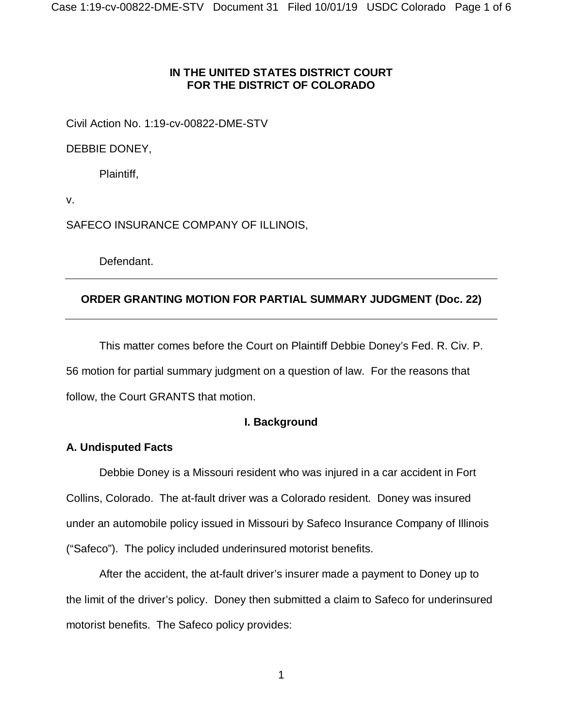**IN THE UNITED STATES DISTRICT COURT**
**FOR THE DISTRICT OF COLORADO**

Civil Action No. 1:19-cv-00822-DME-STV

DEBBIE DONEY,

Plaintiff,

v.

SAFECO INSURANCE COMPANY OF ILLINOIS,

Defendant.

---

**ORDER GRANTING MOTION FOR PARTIAL SUMMARY JUDGMENT (Doc. 22)**

---

This matter comes before the Court on Plaintiff Debbie Doney's Fed. R. Civ. P. 56 motion for partial summary judgment on a question of law. For the reasons that follow, the Court GRANTS that motion.

## I. Background

### A. Undisputed Facts

Debbie Doney is a Missouri resident who was injured in a car accident in Fort Collins, Colorado. The at-fault driver was a Colorado resident. Doney was insured under an automobile policy issued in Missouri by Safeco Insurance Company of Illinois ("Safeco"). The policy included underinsured motorist benefits.

After the accident, the at-fault driver's insurer made a payment to Doney up to the limit of the driver's policy. Doney then submitted a claim to Safeco for underinsured motorist benefits. The Safeco policy provides: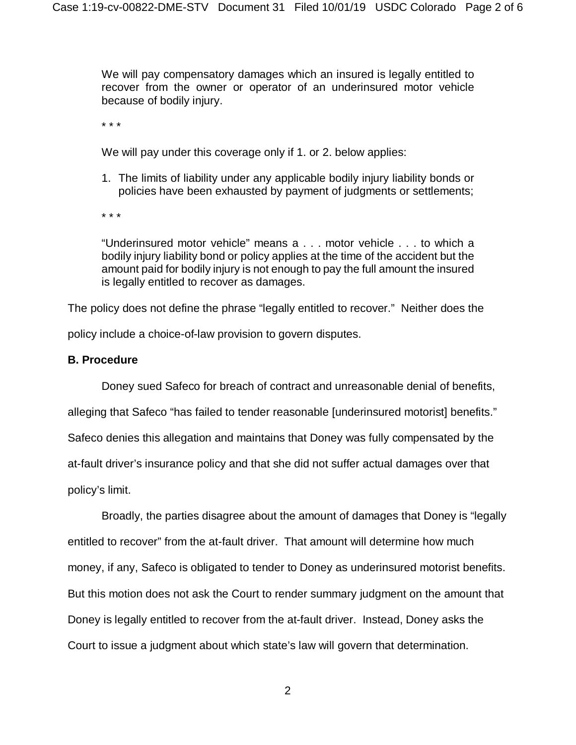> We will pay compensatory damages which an insured is legally entitled to recover from the owner or operator of an underinsured motor vehicle because of bodily injury.
>
> * * *
>
> We will pay under this coverage only if 1. or 2. below applies:
>
> 1. The limits of liability under any applicable bodily injury liability bonds or policies have been exhausted by payment of judgments or settlements;
>
> * * *
>
> "Underinsured motor vehicle" means a . . . motor vehicle . . . to which a bodily injury liability bond or policy applies at the time of the accident but the amount paid for bodily injury is not enough to pay the full amount the insured is legally entitled to recover as damages.

The policy does not define the phrase "legally entitled to recover." Neither does the policy include a choice-of-law provision to govern disputes.

**B. Procedure**

Doney sued Safeco for breach of contract and unreasonable denial of benefits, alleging that Safeco "has failed to tender reasonable [underinsured motorist] benefits." Safeco denies this allegation and maintains that Doney was fully compensated by the at-fault driver's insurance policy and that she did not suffer actual damages over that policy's limit.

Broadly, the parties disagree about the amount of damages that Doney is "legally entitled to recover" from the at-fault driver. That amount will determine how much money, if any, Safeco is obligated to tender to Doney as underinsured motorist benefits. But this motion does not ask the Court to render summary judgment on the amount that Doney is legally entitled to recover from the at-fault driver. Instead, Doney asks the Court to issue a judgment about which state's law will govern that determination.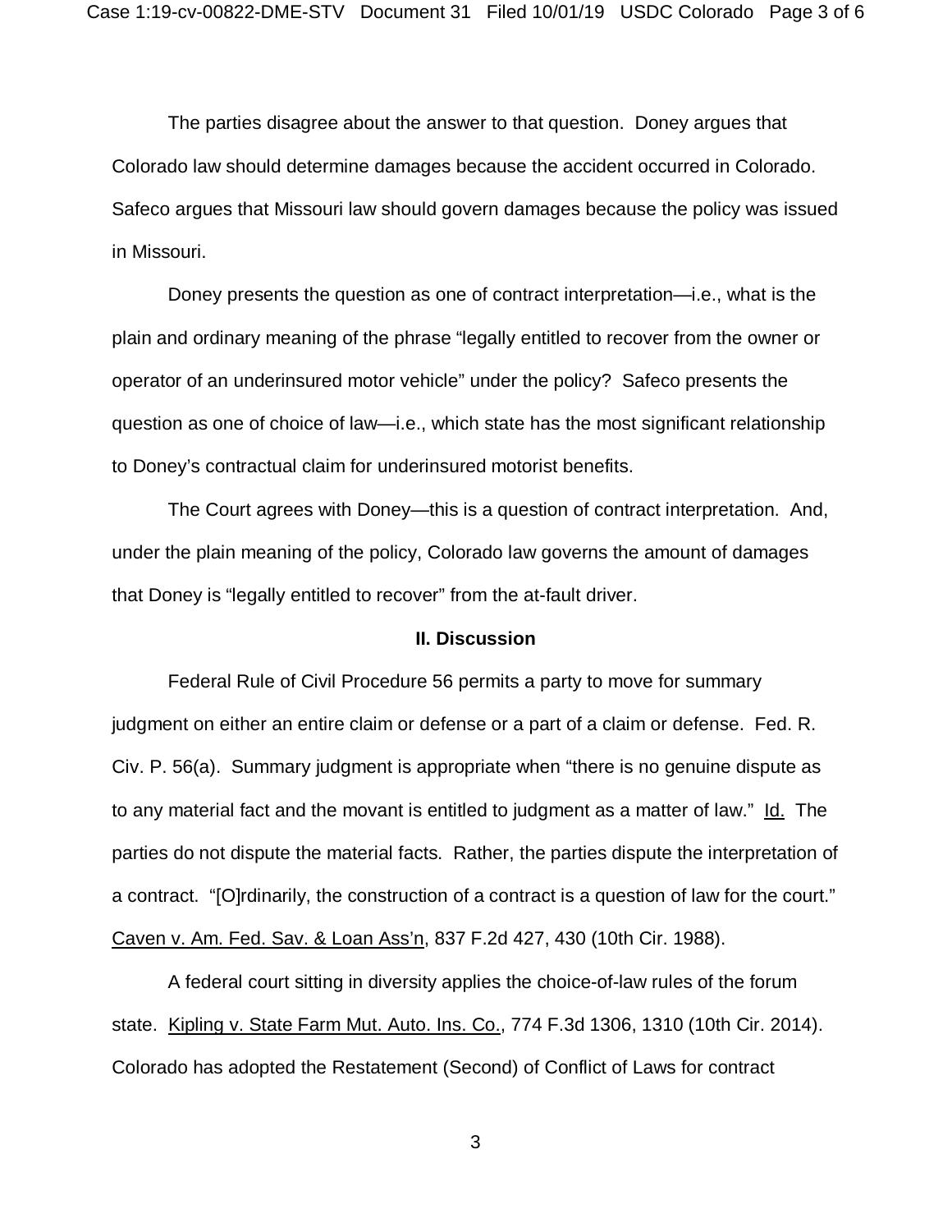The parties disagree about the answer to that question. Doney argues that Colorado law should determine damages because the accident occurred in Colorado. Safeco argues that Missouri law should govern damages because the policy was issued in Missouri.

Doney presents the question as one of contract interpretation—i.e., what is the plain and ordinary meaning of the phrase "legally entitled to recover from the owner or operator of an underinsured motor vehicle" under the policy? Safeco presents the question as one of choice of law—i.e., which state has the most significant relationship to Doney's contractual claim for underinsured motorist benefits.

The Court agrees with Doney—this is a question of contract interpretation. And, under the plain meaning of the policy, Colorado law governs the amount of damages that Doney is "legally entitled to recover" from the at-fault driver.

## II. Discussion

Federal Rule of Civil Procedure 56 permits a party to move for summary judgment on either an entire claim or defense or a part of a claim or defense. Fed. R. Civ. P. 56(a). Summary judgment is appropriate when "there is no genuine dispute as to any material fact and the movant is entitled to judgment as a matter of law." Id. The parties do not dispute the material facts. Rather, the parties dispute the interpretation of a contract. "[O]rdinarily, the construction of a contract is a question of law for the court." Caven v. Am. Fed. Sav. & Loan Ass'n, 837 F.2d 427, 430 (10th Cir. 1988).

A federal court sitting in diversity applies the choice-of-law rules of the forum state. Kipling v. State Farm Mut. Auto. Ins. Co., 774 F.3d 1306, 1310 (10th Cir. 2014). Colorado has adopted the Restatement (Second) of Conflict of Laws for contract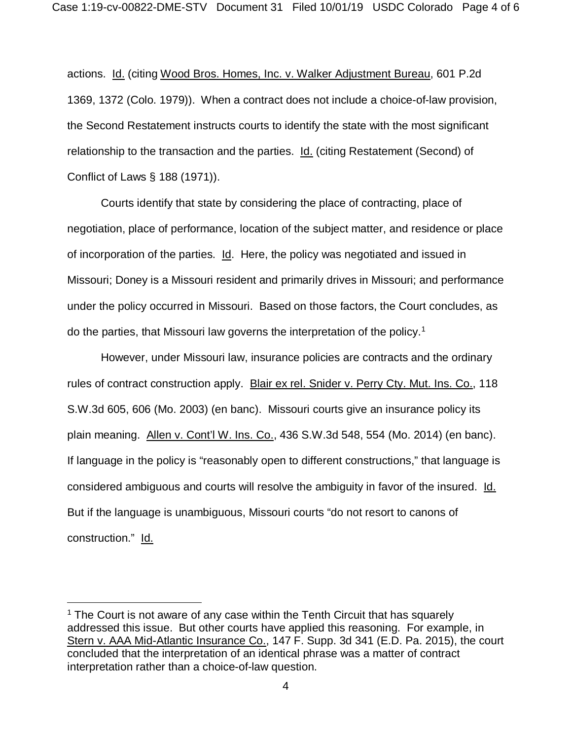actions. Id. (citing Wood Bros. Homes, Inc. v. Walker Adjustment Bureau, 601 P.2d 1369, 1372 (Colo. 1979)). When a contract does not include a choice-of-law provision, the Second Restatement instructs courts to identify the state with the most significant relationship to the transaction and the parties. Id. (citing Restatement (Second) of Conflict of Laws § 188 (1971)).

Courts identify that state by considering the place of contracting, place of negotiation, place of performance, location of the subject matter, and residence or place of incorporation of the parties. Id. Here, the policy was negotiated and issued in Missouri; Doney is a Missouri resident and primarily drives in Missouri; and performance under the policy occurred in Missouri. Based on those factors, the Court concludes, as do the parties, that Missouri law governs the interpretation of the policy.[1]

However, under Missouri law, insurance policies are contracts and the ordinary rules of contract construction apply. Blair ex rel. Snider v. Perry Cty. Mut. Ins. Co., 118 S.W.3d 605, 606 (Mo. 2003) (en banc). Missouri courts give an insurance policy its plain meaning. Allen v. Cont'l W. Ins. Co., 436 S.W.3d 548, 554 (Mo. 2014) (en banc). If language in the policy is "reasonably open to different constructions," that language is considered ambiguous and courts will resolve the ambiguity in favor of the insured. Id. But if the language is unambiguous, Missouri courts "do not resort to canons of construction." Id.

---

[1] The Court is not aware of any case within the Tenth Circuit that has squarely addressed this issue. But other courts have applied this reasoning. For example, in Stern v. AAA Mid-Atlantic Insurance Co., 147 F. Supp. 3d 341 (E.D. Pa. 2015), the court concluded that the interpretation of an identical phrase was a matter of contract interpretation rather than a choice-of-law question.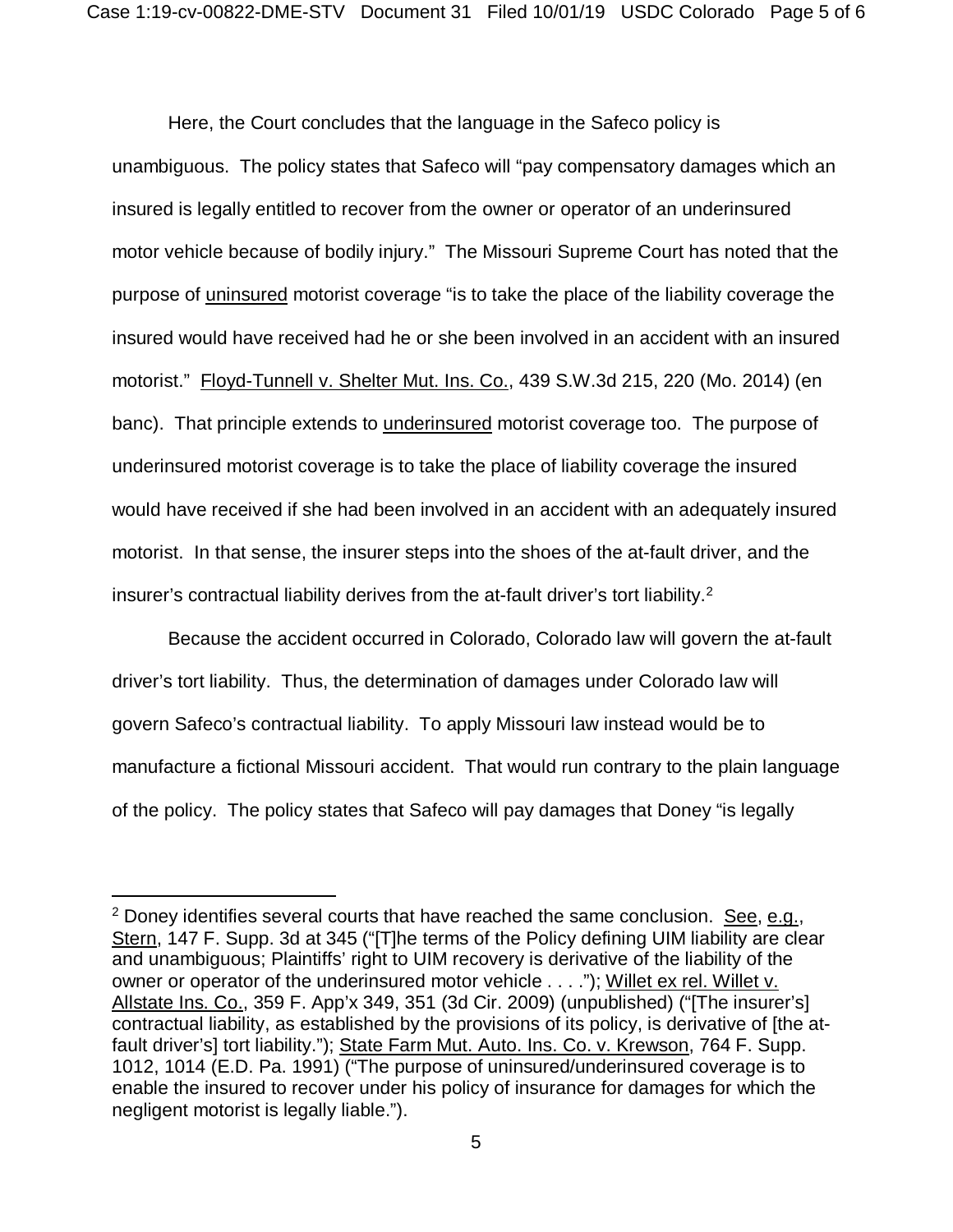Here, the Court concludes that the language in the Safeco policy is unambiguous. The policy states that Safeco will "pay compensatory damages which an insured is legally entitled to recover from the owner or operator of an underinsured motor vehicle because of bodily injury." The Missouri Supreme Court has noted that the purpose of uninsured motorist coverage "is to take the place of the liability coverage the insured would have received had he or she been involved in an accident with an insured motorist." Floyd-Tunnell v. Shelter Mut. Ins. Co., 439 S.W.3d 215, 220 (Mo. 2014) (en banc). That principle extends to underinsured motorist coverage too. The purpose of underinsured motorist coverage is to take the place of liability coverage the insured would have received if she had been involved in an accident with an adequately insured motorist. In that sense, the insurer steps into the shoes of the at-fault driver, and the insurer's contractual liability derives from the at-fault driver's tort liability.[2]

Because the accident occurred in Colorado, Colorado law will govern the at-fault driver's tort liability. Thus, the determination of damages under Colorado law will govern Safeco's contractual liability. To apply Missouri law instead would be to manufacture a fictional Missouri accident. That would run contrary to the plain language of the policy. The policy states that Safeco will pay damages that Doney "is legally

---

[2] Doney identifies several courts that have reached the same conclusion. See, e.g., Stern, 147 F. Supp. 3d at 345 ("[T]he terms of the Policy defining UIM liability are clear and unambiguous; Plaintiffs' right to UIM recovery is derivative of the liability of the owner or operator of the underinsured motor vehicle . . . ."); Willet ex rel. Willet v. Allstate Ins. Co., 359 F. App'x 349, 351 (3d Cir. 2009) (unpublished) ("[The insurer's] contractual liability, as established by the provisions of its policy, is derivative of [the at-fault driver's] tort liability."); State Farm Mut. Auto. Ins. Co. v. Krewson, 764 F. Supp. 1012, 1014 (E.D. Pa. 1991) ("The purpose of uninsured/underinsured coverage is to enable the insured to recover under his policy of insurance for damages for which the negligent motorist is legally liable.").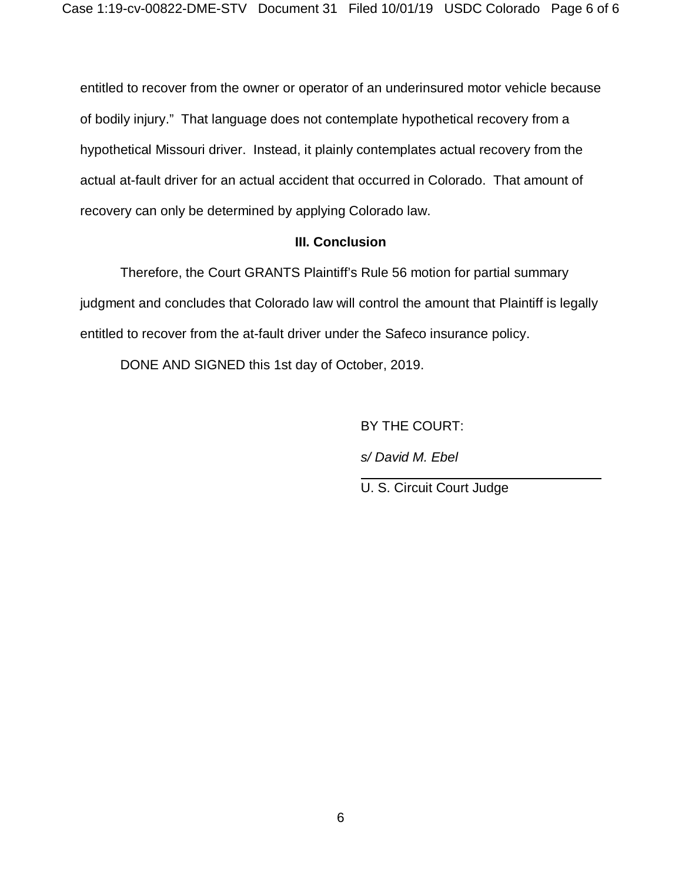entitled to recover from the owner or operator of an underinsured motor vehicle because of bodily injury." That language does not contemplate hypothetical recovery from a hypothetical Missouri driver. Instead, it plainly contemplates actual recovery from the actual at-fault driver for an actual accident that occurred in Colorado. That amount of recovery can only be determined by applying Colorado law.

### III. Conclusion

Therefore, the Court GRANTS Plaintiff's Rule 56 motion for partial summary judgment and concludes that Colorado law will control the amount that Plaintiff is legally entitled to recover from the at-fault driver under the Safeco insurance policy.

DONE AND SIGNED this 1st day of October, 2019.

BY THE COURT:

*s/ David M. Ebel*

U. S. Circuit Court Judge